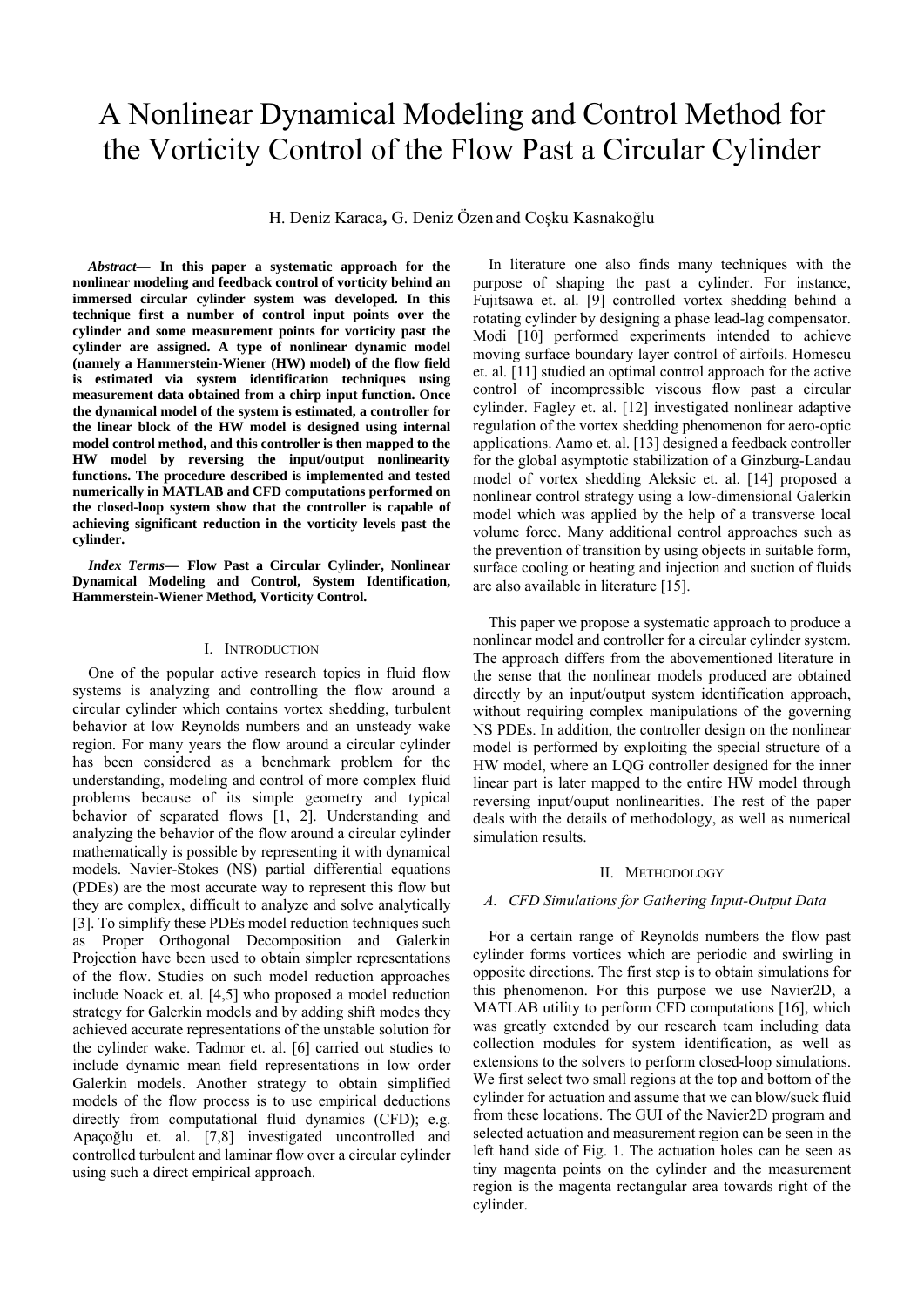# A Nonlinear Dynamical Modeling and Control Method for the Vorticity Control of the Flow Past a Circular Cylinder

H. Deniz Karaca, G. Deniz Özen and Coşku Kasnakoğlu

***Abstract*— In this paper a systematic approach for the nonlinear modeling and feedback control of vorticity behind an immersed circular cylinder system was developed. In this technique first a number of control input points over the cylinder and some measurement points for vorticity past the cylinder are assigned. A type of nonlinear dynamic model (namely a Hammerstein-Wiener (HW) model) of the flow field is estimated via system identification techniques using measurement data obtained from a chirp input function. Once the dynamical model of the system is estimated, a controller for the linear block of the HW model is designed using internal model control method, and this controller is then mapped to the HW model by reversing the input/output nonlinearity functions. The procedure described is implemented and tested numerically in MATLAB and CFD computations performed on the closed-loop system show that the controller is capable of achieving significant reduction in the vorticity levels past the cylinder.**

***Index Terms*— Flow Past a Circular Cylinder, Nonlinear Dynamical Modeling and Control, System Identification, Hammerstein-Wiener Method, Vorticity Control.**

## I. Introduction

One of the popular active research topics in fluid flow systems is analyzing and controlling the flow around a circular cylinder which contains vortex shedding, turbulent behavior at low Reynolds numbers and an unsteady wake region. For many years the flow around a circular cylinder has been considered as a benchmark problem for the understanding, modeling and control of more complex fluid problems because of its simple geometry and typical behavior of separated flows [1, 2]. Understanding and analyzing the behavior of the flow around a circular cylinder mathematically is possible by representing it with dynamical models. Navier-Stokes (NS) partial differential equations (PDEs) are the most accurate way to represent this flow but they are complex, difficult to analyze and solve analytically [3]. To simplify these PDEs model reduction techniques such as Proper Orthogonal Decomposition and Galerkin Projection have been used to obtain simpler representations of the flow. Studies on such model reduction approaches include Noack et. al. [4,5] who proposed a model reduction strategy for Galerkin models and by adding shift modes they achieved accurate representations of the unstable solution for the cylinder wake. Tadmor et. al. [6] carried out studies to include dynamic mean field representations in low order Galerkin models. Another strategy to obtain simplified models of the flow process is to use empirical deductions directly from computational fluid dynamics (CFD); e.g. Apaçoğlu et. al. [7,8] investigated uncontrolled and controlled turbulent and laminar flow over a circular cylinder using such a direct empirical approach.

In literature one also finds many techniques with the purpose of shaping the past a cylinder. For instance, Fujitsawa et. al. [9] controlled vortex shedding behind a rotating cylinder by designing a phase lead-lag compensator. Modi [10] performed experiments intended to achieve moving surface boundary layer control of airfoils. Homescu et. al. [11] studied an optimal control approach for the active control of incompressible viscous flow past a circular cylinder. Fagley et. al. [12] investigated nonlinear adaptive regulation of the vortex shedding phenomenon for aero-optic applications. Aamo et. al. [13] designed a feedback controller for the global asymptotic stabilization of a Ginzburg-Landau model of vortex shedding Aleksic et. al. [14] proposed a nonlinear control strategy using a low-dimensional Galerkin model which was applied by the help of a transverse local volume force. Many additional control approaches such as the prevention of transition by using objects in suitable form, surface cooling or heating and injection and suction of fluids are also available in literature [15].

This paper we propose a systematic approach to produce a nonlinear model and controller for a circular cylinder system. The approach differs from the abovementioned literature in the sense that the nonlinear models produced are obtained directly by an input/output system identification approach, without requiring complex manipulations of the governing NS PDEs. In addition, the controller design on the nonlinear model is performed by exploiting the special structure of a HW model, where an LQG controller designed for the inner linear part is later mapped to the entire HW model through reversing input/ouput nonlinearities. The rest of the paper deals with the details of methodology, as well as numerical simulation results.

## II. Methodology

### *A. CFD Simulations for Gathering Input-Output Data*

For a certain range of Reynolds numbers the flow past cylinder forms vortices which are periodic and swirling in opposite directions. The first step is to obtain simulations for this phenomenon. For this purpose we use Navier2D, a MATLAB utility to perform CFD computations [16], which was greatly extended by our research team including data collection modules for system identification, as well as extensions to the solvers to perform closed-loop simulations. We first select two small regions at the top and bottom of the cylinder for actuation and assume that we can blow/suck fluid from these locations. The GUI of the Navier2D program and selected actuation and measurement region can be seen in the left hand side of Fig. 1. The actuation holes can be seen as tiny magenta points on the cylinder and the measurement region is the magenta rectangular area towards right of the cylinder.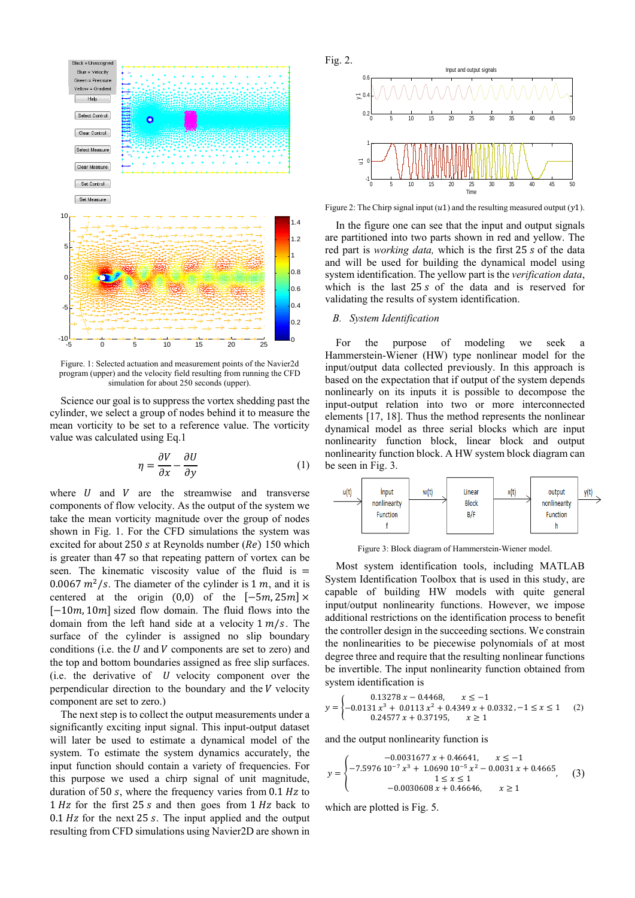Figure. 1: Selected actuation and measurement points of the Navier2d program (upper) and the velocity field resulting from the CFD simulation for about 250 seconds (upper).

Science our goal is to suppress the vortex shedding past the cylinder, we select a group of nodes behind it to measure the mean vorticity to be set to a reference value. The vorticity value was calculated using Eq.1

$$\eta = \frac{\partial V}{\partial x} - \frac{\partial U}{\partial y} \quad (1)$$

where $U$ and $V$ are the streamwise and transverse components of flow velocity. As the output of the system we take the mean vorticity magnitude over the group of nodes shown in Fig. 1. For the CFD simulations the system was excited for about $250\ s$ at Reynolds number ($Re$) 150 which is greater than 47 so that repeating pattern of vortex can be seen. The kinematic viscosity value of the fluid is $= 0.0067\ m^2/s$. The diameter of the cylinder is $1\ m$, and it is centered at the origin $(0,0)$ of the $[-5m, 25m] \times [-10m, 10m]$ sized flow domain. The fluid flows into the domain from the left hand side at a velocity $1\ m/s$. The surface of the cylinder is assigned no slip boundary conditions (i.e. the $U$ and $V$ components are set to zero) and the top and bottom boundaries assigned as free slip surfaces. (i.e. the derivative of $U$ velocity component over the perpendicular direction to the boundary and the $V$ velocity component are set to zero.)

The next step is to collect the output measurements under a significantly exciting input signal. This input-output dataset will later be used to estimate a dynamical model of the system. To estimate the system dynamics accurately, the input function should contain a variety of frequencies. For this purpose we used a chirp signal of unit magnitude, duration of $50\ s$, where the frequency varies from $0.1\ Hz$ to $1\ Hz$ for the first $25\ s$ and then goes from $1\ Hz$ back to $0.1\ Hz$ for the next $25\ s$. The input applied and the output resulting from CFD simulations using Navier2D are shown in Fig. 2.

Figure 2: The Chirp signal input ($u1$) and the resulting measured output ($y1$).

In the figure one can see that the input and output signals are partitioned into two parts shown in red and yellow. The red part is *working data,* which is the first $25\ s$ of the data and will be used for building the dynamical model using system identification. The yellow part is the *verification data*, which is the last $25\ s$ of the data and is reserved for validating the results of system identification.

### B. System Identification

For the purpose of modeling we seek a Hammerstein-Wiener (HW) type nonlinear model for the input/output data collected previously. In this approach is based on the expectation that if output of the system depends nonlinearly on its inputs it is possible to decompose the input-output relation into two or more interconnected elements [17, 18]. Thus the method represents the nonlinear dynamical model as three serial blocks which are input nonlinearity function block, linear block and output nonlinearity function block. A HW system block diagram can be seen in Fig. 3.

Figure 3: Block diagram of Hammerstein-Wiener model.

Most system identification tools, including MATLAB System Identification Toolbox that is used in this study, are capable of building HW models with quite general input/output nonlinearity functions. However, we impose additional restrictions on the identification process to benefit the controller design in the succeeding sections. We constrain the nonlinearities to be piecewise polynomials of at most degree three and require that the resulting nonlinear functions be invertible. The input nonlinearity function obtained from system identification is

$$y = \begin{cases} 0.13278\, x - 0.4468, & x \le -1 \\ -0.0131\, x^3 + 0.0113\, x^2 + 0.4349\, x + 0.0332, & -1 \le x \le 1 \\ 0.24577\, x + 0.37195, & x \ge 1 \end{cases} \quad (2)$$

and the output nonlinearity function is

$$y = \begin{cases} -0.0031677\, x + 0.46641, & x \le -1 \\ -7.5976\ 10^{-7}\, x^3 + 1.0690\ 10^{-5}\, x^2 - 0.0031\, x + 0.4665, & 1 \le x \le 1 \\ -0.0030608\, x + 0.46646, & x \ge 1 \end{cases} \quad (3)$$

which are plotted is Fig. 5.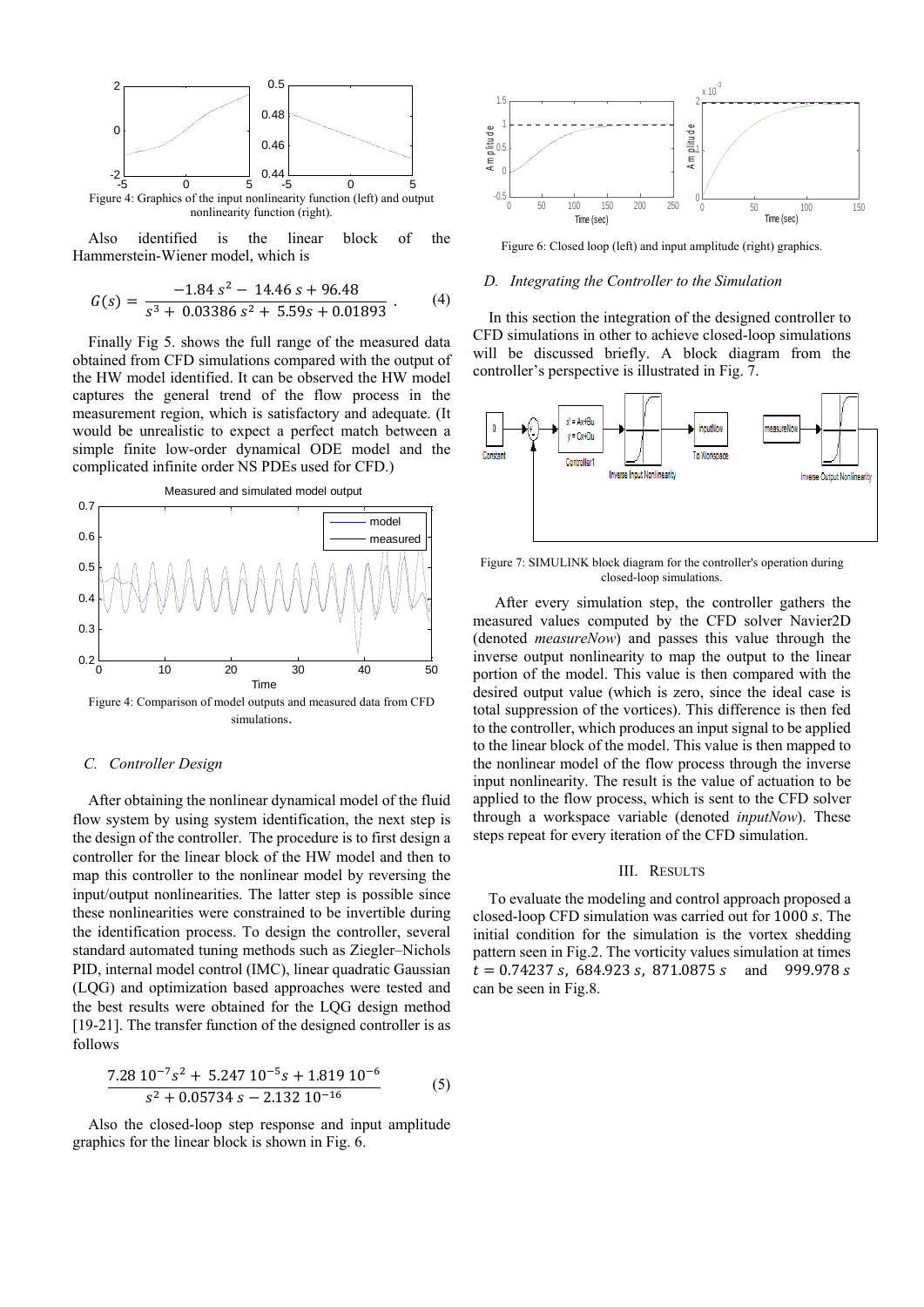Figure 4: Graphics of the input nonlinearity function (left) and output nonlinearity function (right).

Also identified is the linear block of the Hammerstein-Wiener model, which is

$$G(s) = \frac{-1.84\, s^2 - 14.46\, s + 96.48}{s^3 + 0.03386\, s^2 + 5.59s + 0.01893}. \quad (4)$$

Finally Fig 5. shows the full range of the measured data obtained from CFD simulations compared with the output of the HW model identified. It can be observed the HW model captures the general trend of the flow process in the measurement region, which is satisfactory and adequate. (It would be unrealistic to expect a perfect match between a simple finite low-order dynamical ODE model and the complicated infinite order NS PDEs used for CFD.)

Figure 4: Comparison of model outputs and measured data from CFD simulations.

### C. Controller Design

After obtaining the nonlinear dynamical model of the fluid flow system by using system identification, the next step is the design of the controller. The procedure is to first design a controller for the linear block of the HW model and then to map this controller to the nonlinear model by reversing the input/output nonlinearities. The latter step is possible since these nonlinearities were constrained to be invertible during the identification process. To design the controller, several standard automated tuning methods such as Ziegler–Nichols PID, internal model control (IMC), linear quadratic Gaussian (LQG) and optimization based approaches were tested and the best results were obtained for the LQG design method [19-21]. The transfer function of the designed controller is as follows

$$\frac{7.28\; 10^{-7} s^2 + 5.247\; 10^{-5} s + 1.819\; 10^{-6}}{s^2 + 0.05734\; s - 2.132\; 10^{-16}} \quad (5)$$

Also the closed-loop step response and input amplitude graphics for the linear block is shown in Fig. 6.

Figure 6: Closed loop (left) and input amplitude (right) graphics.

### D. Integrating the Controller to the Simulation

In this section the integration of the designed controller to CFD simulations in other to achieve closed-loop simulations will be discussed briefly. A block diagram from the controller's perspective is illustrated in Fig. 7.

Figure 7: SIMULINK block diagram for the controller's operation during closed-loop simulations.

After every simulation step, the controller gathers the measured values computed by the CFD solver Navier2D (denoted *measureNow*) and passes this value through the inverse output nonlinearity to map the output to the linear portion of the model. This value is then compared with the desired output value (which is zero, since the ideal case is total suppression of the vortices). This difference is then fed to the controller, which produces an input signal to be applied to the linear block of the model. This value is then mapped to the nonlinear model of the flow process through the inverse input nonlinearity. The result is the value of actuation to be applied to the flow process, which is sent to the CFD solver through a workspace variable (denoted *inputNow*). These steps repeat for every iteration of the CFD simulation.

## III. Results

To evaluate the modeling and control approach proposed a closed-loop CFD simulation was carried out for $1000\ s$. The initial condition for the simulation is the vortex shedding pattern seen in Fig.2. The vorticity values simulation at times $t = 0.74237\ s,\ 684.923\ s,\ 871.0875\ s$ and $999.978\ s$ can be seen in Fig.8.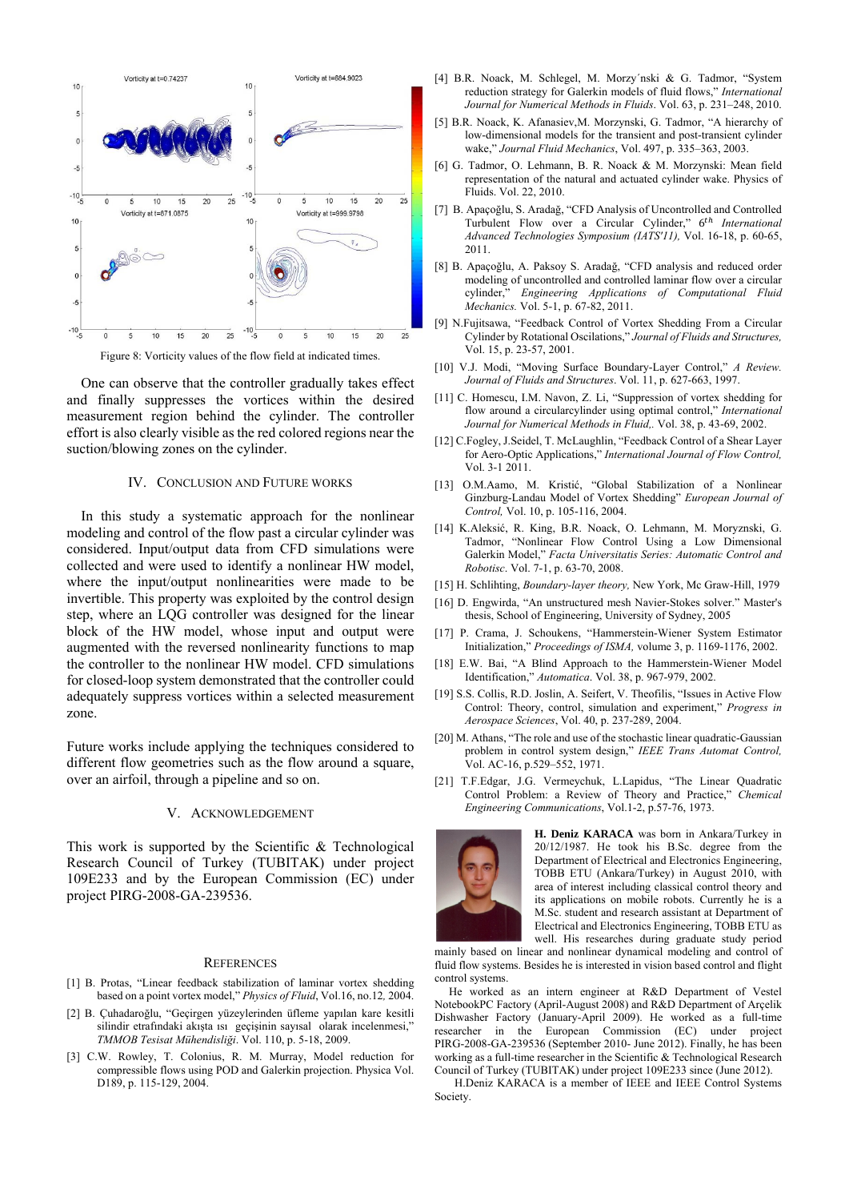Figure 8: Vorticity values of the flow field at indicated times.

One can observe that the controller gradually takes effect and finally suppresses the vortices within the desired measurement region behind the cylinder. The controller effort is also clearly visible as the red colored regions near the suction/blowing zones on the cylinder.

## IV. Conclusion and Future Works

In this study a systematic approach for the nonlinear modeling and control of the flow past a circular cylinder was considered. Input/output data from CFD simulations were collected and were used to identify a nonlinear HW model, where the input/output nonlinearities were made to be invertible. This property was exploited by the control design step, where an LQG controller was designed for the linear block of the HW model, whose input and output were augmented with the reversed nonlinearity functions to map the controller to the nonlinear HW model. CFD simulations for closed-loop system demonstrated that the controller could adequately suppress vortices within a selected measurement zone.

Future works include applying the techniques considered to different flow geometries such as the flow around a square, over an airfoil, through a pipeline and so on.

## V. Acknowledgement

This work is supported by the Scientific & Technological Research Council of Turkey (TUBITAK) under project 109E233 and by the European Commission (EC) under project PIRG-2008-GA-239536.

## References

[1] B. Protas, "Linear feedback stabilization of laminar vortex shedding based on a point vortex model," *Physics of Fluid*, Vol.16, no.12*,* 2004.

[2] B. Çuhadaroğlu, "Geçirgen yüzeylerinden üfleme yapılan kare kesitli silindir etrafındaki akışta ısı geçişinin sayısal olarak incelenmesi," *TMMOB Tesisat Mühendisliği*. Vol. 110, p. 5-18, 2009.

[3] C.W. Rowley, T. Colonius, R. M. Murray, Model reduction for compressible flows using POD and Galerkin projection. Physica Vol. D189, p. 115-129, 2004.

[4] B.R. Noack, M. Schlegel, M. Morzy´nski & G. Tadmor, "System reduction strategy for Galerkin models of fluid flows," *International Journal for Numerical Methods in Fluids*. Vol. 63, p. 231–248, 2010.

[5] B.R. Noack, K. Afanasiev,M. Morzynski, G. Tadmor, "A hierarchy of low-dimensional models for the transient and post-transient cylinder wake," *Journal Fluid Mechanics*, Vol. 497, p. 335–363, 2003.

[6] G. Tadmor, O. Lehmann, B. R. Noack & M. Morzynski: Mean field representation of the natural and actuated cylinder wake. Physics of Fluids. Vol. 22, 2010.

[7] B. Apaçoğlu, S. Aradağ, "CFD Analysis of Uncontrolled and Controlled Turbulent Flow over a Circular Cylinder," $6^{th}$ *International Advanced Technologies Symposium (IATS'11),* Vol. 16-18, p. 60-65, 2011.

[8] B. Apaçoğlu, A. Paksoy S. Aradağ, "CFD analysis and reduced order modeling of uncontrolled and controlled laminar flow over a circular cylinder," *Engineering Applications of Computational Fluid Mechanics.* Vol. 5-1, p. 67-82, 2011.

[9] N.Fujitsawa, "Feedback Control of Vortex Shedding From a Circular Cylinder by Rotational Oscillations," *Journal of Fluids and Structures,* Vol. 15, p. 23-57, 2001.

[10] V.J. Modi, "Moving Surface Boundary-Layer Control," *A Review. Journal of Fluids and Structures*. Vol. 11, p. 627-663, 1997.

[11] C. Homescu, I.M. Navon, Z. Li, "Suppression of vortex shedding for flow around a circularcylinder using optimal control," *International Journal for Numerical Methods in Fluid,*. Vol. 38, p. 43-69, 2002.

[12] C.Fogley, J.Seidel, T. McLaughlin, "Feedback Control of a Shear Layer for Aero-Optic Applications," *International Journal of Flow Control,* Vol. 3-1 2011.

[13] O.M.Aamo, M. Kristić, "Global Stabilization of a Nonlinear Ginzburg-Landau Model of Vortex Shedding" *European Journal of Control,* Vol. 10, p. 105-116, 2004.

[14] K.Aleksić, R. King, B.R. Noack, O. Lehmann, M. Moryznski, G. Tadmor, "Nonlinear Flow Control Using a Low Dimensional Galerkin Model," *Facta Universitatis Series: Automatic Control and Robotisc*. Vol. 7-1, p. 63-70, 2008.

[15] H. Schlihting, *Boundary-layer theory,* New York, Mc Graw-Hill, 1979

[16] D. Engwirda, "An unstructured mesh Navier-Stokes solver." Master's thesis, School of Engineering, University of Sydney, 2005

[17] P. Crama, J. Schoukens, "Hammerstein-Wiener System Estimator Initialization," *Proceedings of ISMA,* volume 3, p. 1169-1176, 2002.

[18] E.W. Bai, "A Blind Approach to the Hammerstein-Wiener Model Identification," *Automatica*. Vol. 38, p. 967-979, 2002.

[19] S.S. Collis, R.D. Joslin, A. Seifert, V. Theofilis, "Issues in Active Flow Control: Theory, control, simulation and experiment," *Progress in Aerospace Sciences*, Vol. 40, p. 237-289, 2004.

[20] M. Athans, "The role and use of the stochastic linear quadratic-Gaussian problem in control system design," *IEEE Trans Automat Control,* Vol. AC-16, p.529–552, 1971.

[21] T.F.Edgar, J.G. Vermeychuk, L.Lapidus, "The Linear Quadratic Control Problem: a Review of Theory and Practice," *Chemical Engineering Communications*, Vol.1-2, p.57-76, 1973.

**H. Deniz KARACA** was born in Ankara/Turkey in 20/12/1987. He took his B.Sc. degree from the Department of Electrical and Electronics Engineering, TOBB ETU (Ankara/Turkey) in August 2010, with area of interest including classical control theory and its applications on mobile robots. Currently he is a M.Sc. student and research assistant at Department of Electrical and Electronics Engineering, TOBB ETU as well. His researches during graduate study period mainly based on linear and nonlinear dynamical modeling and control of fluid flow systems. Besides he is interested in vision based control and flight control systems.

He worked as an intern engineer at R&D Department of Vestel NotebookPC Factory (April-August 2008) and R&D Department of Arçelik Dishwasher Factory (January-April 2009). He worked as a full-time researcher in the European Commission (EC) under project PIRG-2008-GA-239536 (September 2010- June 2012). Finally, he has been working as a full-time researcher in the Scientific & Technological Research Council of Turkey (TUBITAK) under project 109E233 since (June 2012).

H.Deniz KARACA is a member of IEEE and IEEE Control Systems Society.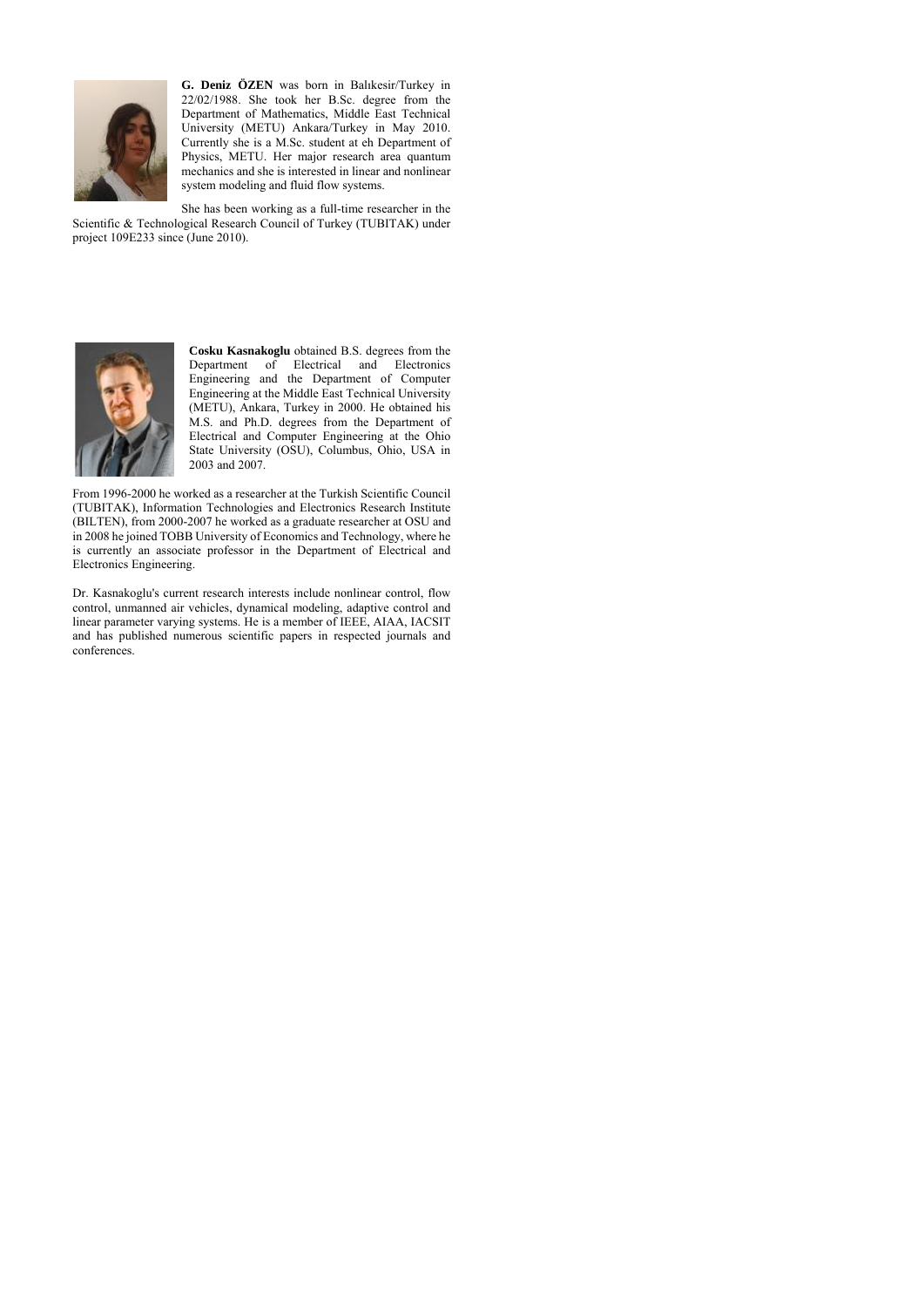**G. Deniz ÖZEN** was born in Balıkesir/Turkey in 22/02/1988. She took her B.Sc. degree from the Department of Mathematics, Middle East Technical University (METU) Ankara/Turkey in May 2010. Currently she is a M.Sc. student at eh Department of Physics, METU. Her major research area quantum mechanics and she is interested in linear and nonlinear system modeling and fluid flow systems.

She has been working as a full-time researcher in the Scientific & Technological Research Council of Turkey (TUBITAK) under project 109E233 since (June 2010).

**Cosku Kasnakoglu** obtained B.S. degrees from the Department of Electrical and Electronics Engineering and the Department of Computer Engineering at the Middle East Technical University (METU), Ankara, Turkey in 2000. He obtained his M.S. and Ph.D. degrees from the Department of Electrical and Computer Engineering at the Ohio State University (OSU), Columbus, Ohio, USA in 2003 and 2007.

From 1996-2000 he worked as a researcher at the Turkish Scientific Council (TUBITAK), Information Technologies and Electronics Research Institute (BILTEN), from 2000-2007 he worked as a graduate researcher at OSU and in 2008 he joined TOBB University of Economics and Technology, where he is currently an associate professor in the Department of Electrical and Electronics Engineering.

Dr. Kasnakoglu's current research interests include nonlinear control, flow control, unmanned air vehicles, dynamical modeling, adaptive control and linear parameter varying systems. He is a member of IEEE, AIAA, IACSIT and has published numerous scientific papers in respected journals and conferences.